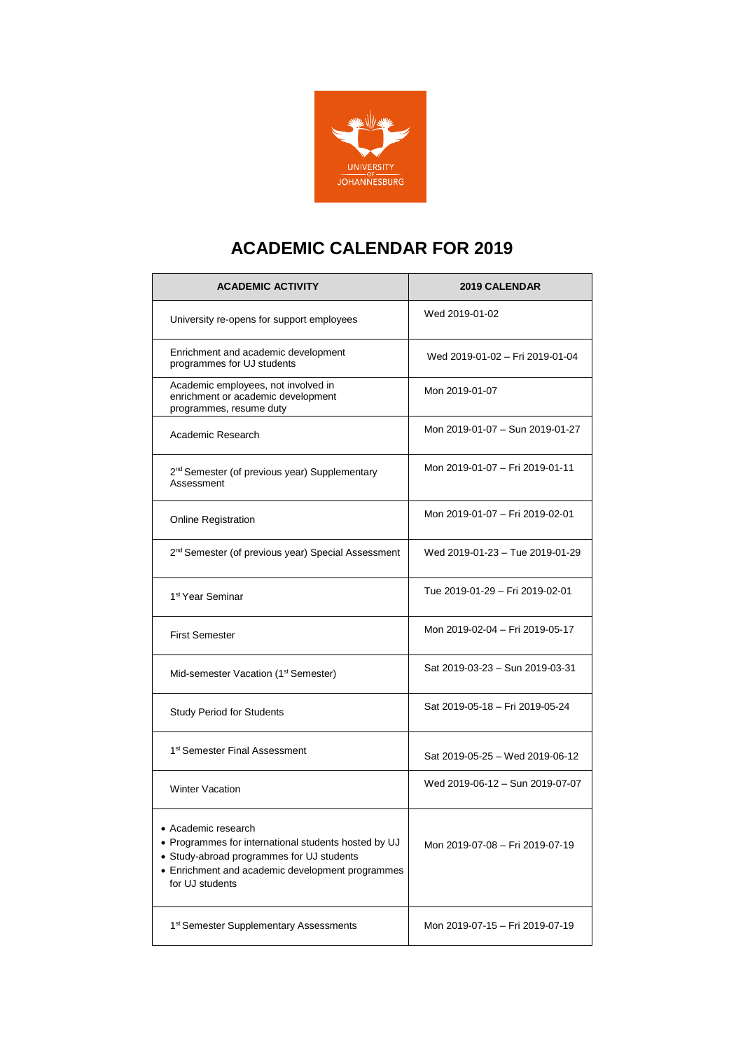# ACADEMIC CALENDAR FOR 2019

| ACADEMIC ACTIVITY | 2019 CALENDAR |
|---|---|
| University re-opens for support employees | Wed 2019-01-02 |
| Enrichment and academic development programmes for UJ students | Wed 2019-01-02 – Fri 2019-01-04 |
| Academic employees, not involved in enrichment or academic development programmes, resume duty | Mon 2019-01-07 |
| Academic Research | Mon 2019-01-07 – Sun 2019-01-27 |
| 2nd Semester (of previous year) Supplementary Assessment | Mon 2019-01-07 – Fri 2019-01-11 |
| Online Registration | Mon 2019-01-07 – Fri 2019-02-01 |
| 2nd Semester (of previous year) Special Assessment | Wed 2019-01-23 – Tue 2019-01-29 |
| 1st Year Seminar | Tue 2019-01-29 – Fri 2019-02-01 |
| First Semester | Mon 2019-02-04 – Fri 2019-05-17 |
| Mid-semester Vacation (1st Semester) | Sat 2019-03-23 – Sun 2019-03-31 |
| Study Period for Students | Sat 2019-05-18 – Fri 2019-05-24 |
| 1st Semester Final Assessment | Sat 2019-05-25 – Wed 2019-06-12 |
| Winter Vacation | Wed 2019-06-12 – Sun 2019-07-07 |
| • Academic research<br>• Programmes for international students hosted by UJ<br>• Study-abroad programmes for UJ students<br>• Enrichment and academic development programmes for UJ students | Mon 2019-07-08 – Fri 2019-07-19 |
| 1st Semester Supplementary Assessments | Mon 2019-07-15 – Fri 2019-07-19 |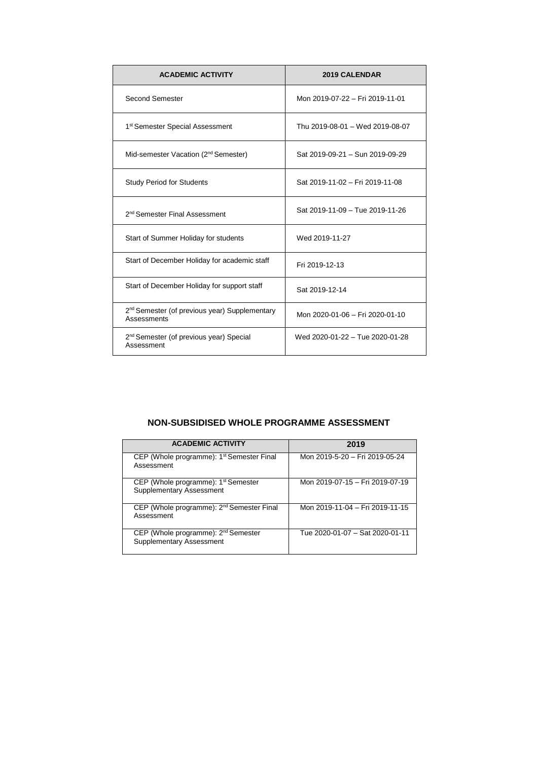| ACADEMIC ACTIVITY | 2019 CALENDAR |
|---|---|
| Second Semester | Mon 2019-07-22 – Fri 2019-11-01 |
| 1st Semester Special Assessment | Thu 2019-08-01 – Wed 2019-08-07 |
| Mid-semester Vacation (2nd Semester) | Sat 2019-09-21 – Sun 2019-09-29 |
| Study Period for Students | Sat 2019-11-02 – Fri 2019-11-08 |
| 2nd Semester Final Assessment | Sat 2019-11-09 – Tue 2019-11-26 |
| Start of Summer Holiday for students | Wed 2019-11-27 |
| Start of December Holiday for academic staff | Fri 2019-12-13 |
| Start of December Holiday for support staff | Sat 2019-12-14 |
| 2nd Semester (of previous year) Supplementary Assessments | Mon 2020-01-06 – Fri 2020-01-10 |
| 2nd Semester (of previous year) Special Assessment | Wed 2020-01-22 – Tue 2020-01-28 |

## NON-SUBSIDISED WHOLE PROGRAMME ASSESSMENT

| ACADEMIC ACTIVITY | 2019 |
|---|---|
| CEP (Whole programme): 1st Semester Final Assessment | Mon 2019-5-20 – Fri 2019-05-24 |
| CEP (Whole programme): 1st Semester Supplementary Assessment | Mon 2019-07-15 – Fri 2019-07-19 |
| CEP (Whole programme): 2nd Semester Final Assessment | Mon 2019-11-04 – Fri 2019-11-15 |
| CEP (Whole programme): 2nd Semester Supplementary Assessment | Tue 2020-01-07 – Sat 2020-01-11 |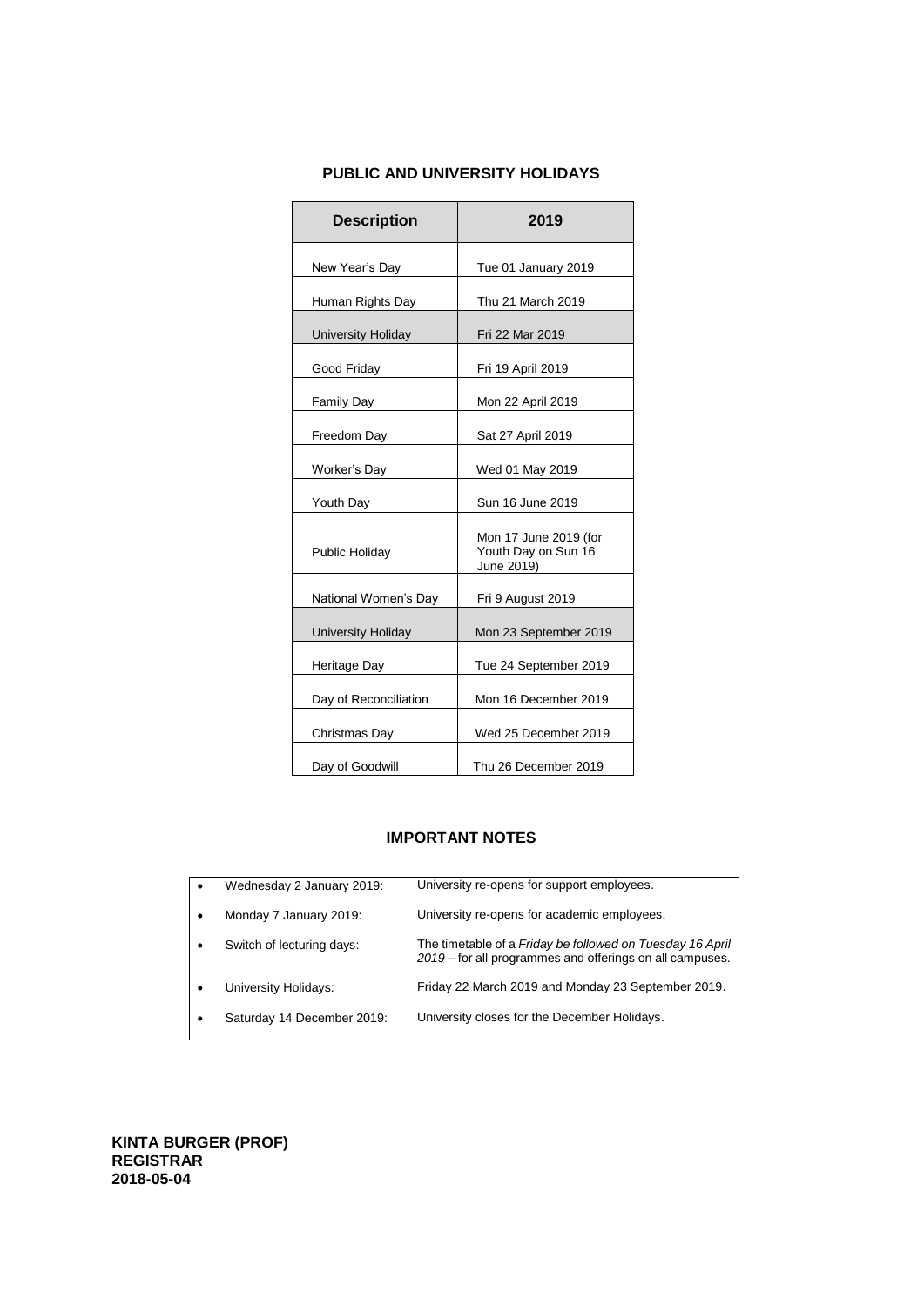## PUBLIC AND UNIVERSITY HOLIDAYS

| Description | 2019 |
|---|---|
| New Year's Day | Tue 01 January 2019 |
| Human Rights Day | Thu 21 March 2019 |
| University Holiday | Fri 22 Mar 2019 |
| Good Friday | Fri 19 April 2019 |
| Family Day | Mon 22 April 2019 |
| Freedom Day | Sat 27 April 2019 |
| Worker's Day | Wed 01 May 2019 |
| Youth Day | Sun 16 June 2019 |
| Public Holiday | Mon 17 June 2019 (for Youth Day on Sun 16 June 2019) |
| National Women's Day | Fri 9 August 2019 |
| University Holiday | Mon 23 September 2019 |
| Heritage Day | Tue 24 September 2019 |
| Day of Reconciliation | Mon 16 December 2019 |
| Christmas Day | Wed 25 December 2019 |
| Day of Goodwill | Thu 26 December 2019 |

## IMPORTANT NOTES

- Wednesday 2 January 2019: University re-opens for support employees.
- Monday 7 January 2019: University re-opens for academic employees.
- Switch of lecturing days: The timetable of a *Friday be followed on Tuesday 16 April 2019* – for all programmes and offerings on all campuses.
- University Holidays: Friday 22 March 2019 and Monday 23 September 2019.
- Saturday 14 December 2019: University closes for the December Holidays.

**KINTA BURGER (PROF)**
**REGISTRAR**
**2018-05-04**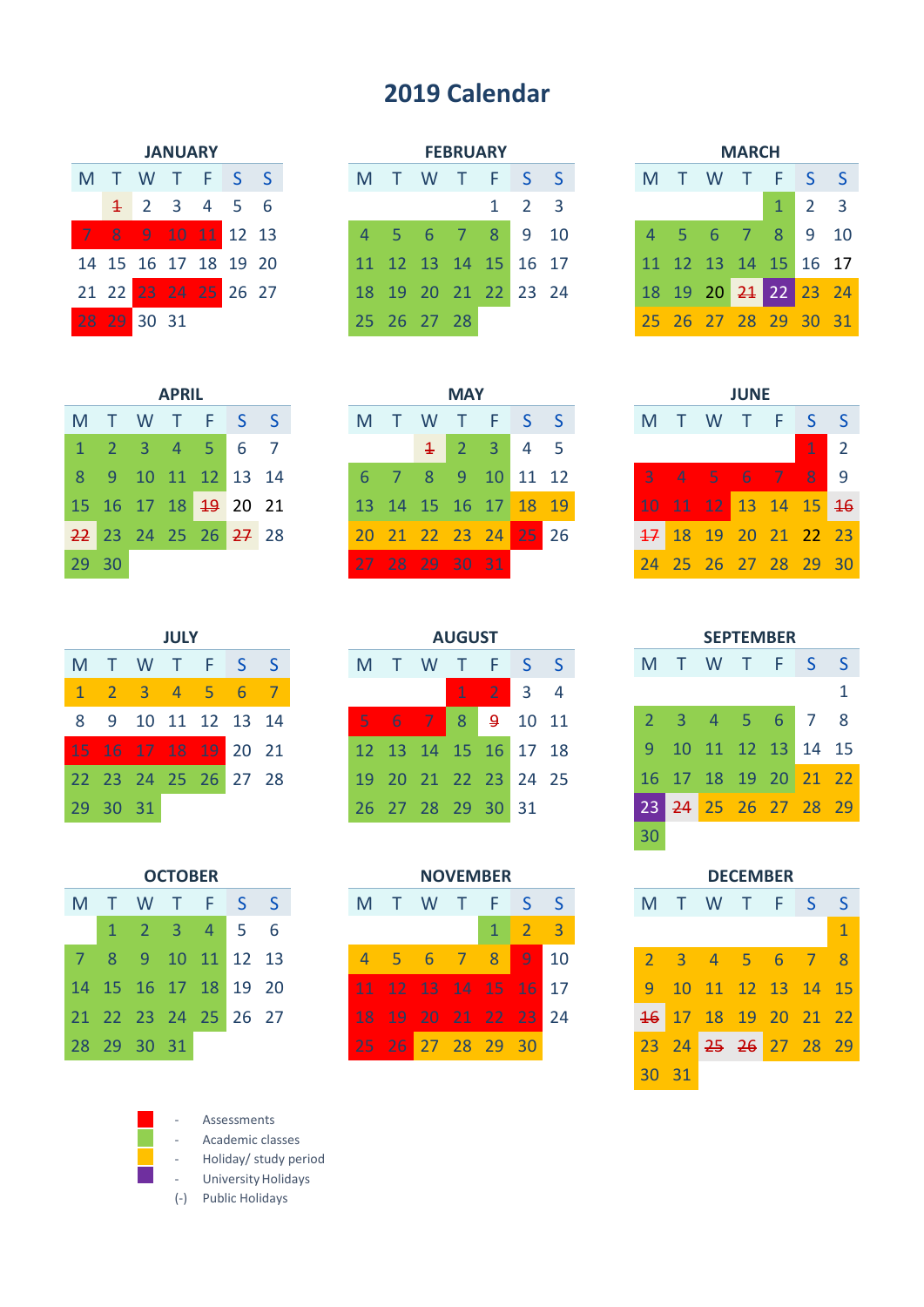# 2019 Calendar

**JANUARY**

| M | T | W | T | F | S | S |
|---|---|---|---|---|---|---|
| | ~~1~~ | 2 | 3 | 4 | 5 | 6 |
| 7 | 8 | 9 | 10 | 11 | 12 | 13 |
| 14 | 15 | 16 | 17 | 18 | 19 | 20 |
| 21 | 22 | 23 | 24 | 25 | 26 | 27 |
| 28 | 29 | 30 | 31 | | | |

**FEBRUARY**

| M | T | W | T | F | S | S |
|---|---|---|---|---|---|---|
| | | | | 1 | 2 | 3 |
| 4 | 5 | 6 | 7 | 8 | 9 | 10 |
| 11 | 12 | 13 | 14 | 15 | 16 | 17 |
| 18 | 19 | 20 | 21 | 22 | 23 | 24 |
| 25 | 26 | 27 | 28 | | | |

**MARCH**

| M | T | W | T | F | S | S |
|---|---|---|---|---|---|---|
| | | | | 1 | 2 | 3 |
| 4 | 5 | 6 | 7 | 8 | 9 | 10 |
| 11 | 12 | 13 | 14 | 15 | 16 | 17 |
| 18 | 19 | 20 | ~~21~~ | 22 | 23 | 24 |
| 25 | 26 | 27 | 28 | 29 | 30 | 31 |

**APRIL**

| M | T | W | T | F | S | S |
|---|---|---|---|---|---|---|
| 1 | 2 | 3 | 4 | 5 | 6 | 7 |
| 8 | 9 | 10 | 11 | 12 | 13 | 14 |
| 15 | 16 | 17 | 18 | ~~19~~ | 20 | 21 |
| ~~22~~ | 23 | 24 | 25 | 26 | ~~27~~ | 28 |
| 29 | 30 | | | | | |

**MAY**

| M | T | W | T | F | S | S |
|---|---|---|---|---|---|---|
| | | ~~1~~ | 2 | 3 | 4 | 5 |
| 6 | 7 | 8 | 9 | 10 | 11 | 12 |
| 13 | 14 | 15 | 16 | 17 | 18 | 19 |
| 20 | 21 | 22 | 23 | 24 | 25 | 26 |
| 27 | 28 | 29 | 30 | 31 | | |

**JUNE**

| M | T | W | T | F | S | S |
|---|---|---|---|---|---|---|
| | | | | | 1 | 2 |
| 3 | 4 | 5 | 6 | 7 | 8 | 9 |
| 10 | 11 | 12 | 13 | 14 | 15 | ~~16~~ |
| ~~17~~ | 18 | 19 | 20 | 21 | 22 | 23 |
| 24 | 25 | 26 | 27 | 28 | 29 | 30 |

**JULY**

| M | T | W | T | F | S | S |
|---|---|---|---|---|---|---|
| 1 | 2 | 3 | 4 | 5 | 6 | 7 |
| 8 | 9 | 10 | 11 | 12 | 13 | 14 |
| 15 | 16 | 17 | 18 | 19 | 20 | 21 |
| 22 | 23 | 24 | 25 | 26 | 27 | 28 |
| 29 | 30 | 31 | | | | |

**AUGUST**

| M | T | W | T | F | S | S |
|---|---|---|---|---|---|---|
| | | | 1 | 2 | 3 | 4 |
| 5 | 6 | 7 | 8 | ~~9~~ | 10 | 11 |
| 12 | 13 | 14 | 15 | 16 | 17 | 18 |
| 19 | 20 | 21 | 22 | 23 | 24 | 25 |
| 26 | 27 | 28 | 29 | 30 | 31 | |

**SEPTEMBER**

| M | T | W | T | F | S | S |
|---|---|---|---|---|---|---|
| | | | | | | 1 |
| 2 | 3 | 4 | 5 | 6 | 7 | 8 |
| 9 | 10 | 11 | 12 | 13 | 14 | 15 |
| 16 | 17 | 18 | 19 | 20 | 21 | 22 |
| 23 | ~~24~~ | 25 | 26 | 27 | 28 | 29 |
| 30 | | | | | | |

**OCTOBER**

| M | T | W | T | F | S | S |
|---|---|---|---|---|---|---|
| | 1 | 2 | 3 | 4 | 5 | 6 |
| 7 | 8 | 9 | 10 | 11 | 12 | 13 |
| 14 | 15 | 16 | 17 | 18 | 19 | 20 |
| 21 | 22 | 23 | 24 | 25 | 26 | 27 |
| 28 | 29 | 30 | 31 | | | |

**NOVEMBER**

| M | T | W | T | F | S | S |
|---|---|---|---|---|---|---|
| | | | | 1 | 2 | 3 |
| 4 | 5 | 6 | 7 | 8 | 9 | 10 |
| 11 | 12 | 13 | 14 | 15 | 16 | 17 |
| 18 | 19 | 20 | 21 | 22 | 23 | 24 |
| 25 | 26 | 27 | 28 | 29 | 30 | |

**DECEMBER**

| M | T | W | T | F | S | S |
|---|---|---|---|---|---|---|
| | | | | | | 1 |
| 2 | 3 | 4 | 5 | 6 | 7 | 8 |
| 9 | 10 | 11 | 12 | 13 | 14 | 15 |
| ~~16~~ | 17 | 18 | 19 | 20 | 21 | 22 |
| 23 | 24 | ~~25~~ | ~~26~~ | 27 | 28 | 29 |
| 30 | 31 | | | | | |

- Assessments
- Academic classes
- Holiday/ study period
- University Holidays

(-) Public Holidays